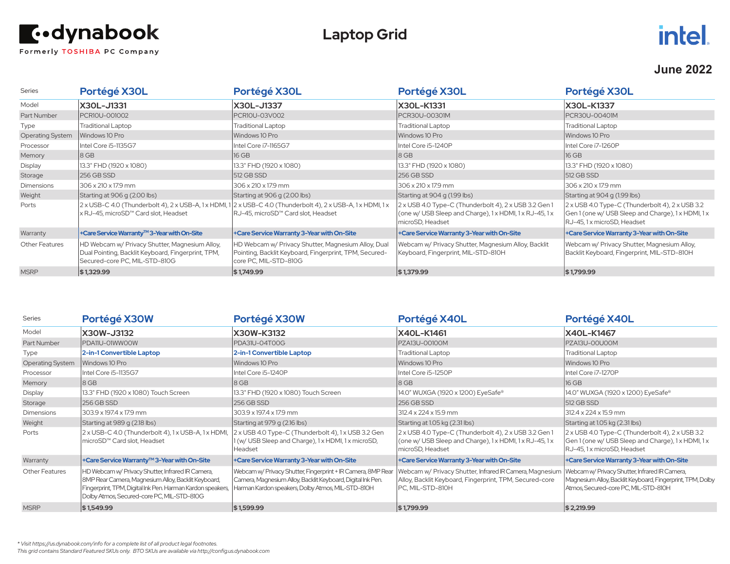dynabook

Formerly TOSHIBA PC Company

# Laptop Grid

intel.

**June 2022**

| Series | Portégé X30L | Portégé X30L | Portégé X30L | Portégé X30L |
|---|---|---|---|---|
| Model | **X30L-J1331** | **X30L-J1337** | **X30L-K1331** | **X30L-K1337** |
| Part Number | PCR10U-001002 | PCR10U-03V002 | PCR30U-00301M | PCR30U-00401M |
| Type | Traditional Laptop | Traditional Laptop | Traditional Laptop | Traditional Laptop |
| Operating System | Windows 10 Pro | Windows 10 Pro | Windows 10 Pro | Windows 10 Pro |
| Processor | Intel Core i5-1135G7 | Intel Core i7-1165G7 | Intel Core i5-1240P | Intel Core i7-1260P |
| Memory | 8 GB | 16 GB | 8 GB | 16 GB |
| Display | 13.3" FHD (1920 x 1080) | 13.3" FHD (1920 x 1080) | 13.3" FHD (1920 x 1080) | 13.3" FHD (1920 x 1080) |
| Storage | 256 GB SSD | 512 GB SSD | 256 GB SSD | 512 GB SSD |
| Dimensions | 306 x 210 x 17.9 mm | 306 x 210 x 17.9 mm | 306 x 210 x 17.9 mm | 306 x 210 x 17.9 mm |
| Weight | Starting at 906 g (2.00 lbs) | Starting at 906 g (2.00 lbs) | Starting at 904 g (1.99 lbs) | Starting at 904 g (1.99 lbs) |
| Ports | 2 x USB-C 4.0 (Thunderbolt 4), 2 x USB-A, 1 x HDMI, 1 x RJ-45, microSD™ Card slot, Headset | 2 x USB-C 4.0 (Thunderbolt 4), 2 x USB-A, 1 x HDMI, 1 x RJ-45, microSD™ Card slot, Headset | 2 x USB 4.0 Type-C (Thunderbolt 4), 2 x USB 3.2 Gen 1 (one w/ USB Sleep and Charge), 1 x HDMI, 1 x RJ-45, 1 x microSD, Headset | 2 x USB 4.0 Type-C (Thunderbolt 4), 2 x USB 3.2 Gen 1 (one w/ USB Sleep and Charge), 1 x HDMI, 1 x RJ-45, 1 x microSD, Headset |
| Warranty | **+Care Service Warranty™ 3-Year with On-Site** | **+Care Service Warranty 3-Year with On-Site** | **+Care Service Warranty 3-Year with On-Site** | **+Care Service Warranty 3-Year with On-Site** |
| Other Features | HD Webcam w/ Privacy Shutter, Magnesium Alloy, Dual Pointing, Backlit Keyboard, Fingerprint, TPM, Secured-core PC, MIL-STD-810G | HD Webcam w/ Privacy Shutter, Magnesium Alloy, Dual Pointing, Backlit Keyboard, Fingerprint, TPM, Secured-core PC, MIL-STD-810G | Webcam w/ Privacy Shutter, Magnesium Alloy, Backlit Keyboard, Fingerprint, MIL-STD-810H | Webcam w/ Privacy Shutter, Magnesium Alloy, Backlit Keyboard, Fingerprint, MIL-STD-810H |
| MSRP | **$ 1,329.99** | **$ 1,749.99** | **$ 1,379.99** | **$ 1,799.99** |

| Series | Portégé X30W | Portégé X30W | Portégé X40L | Portégé X40L |
|---|---|---|---|---|
| Model | **X30W-J3132** | **X30W-K3132** | **X40L-K1461** | **X40L-K1467** |
| Part Number | PDA11U-01WW00W | PDA31U-04T00G | PZA13U-00100M | PZA13U-00U00M |
| Type | **2-in-1 Convertible Laptop** | **2-in-1 Convertible Laptop** | Traditional Laptop | Traditional Laptop |
| Operating System | Windows 10 Pro | Windows 10 Pro | Windows 10 Pro | Windows 10 Pro |
| Processor | Intel Core i5-1135G7 | Intel Core i5-1240P | Intel Core i5-1250P | Intel Core i7-1270P |
| Memory | 8 GB | 8 GB | 8 GB | 16 GB |
| Display | 13.3" FHD (1920 x 1080) Touch Screen | 13.3" FHD (1920 x 1080) Touch Screen | 14.0" WUXGA (1920 x 1200) EyeSafe® | 14.0" WUXGA (1920 x 1200) EyeSafe® |
| Storage | 256 GB SSD | 256 GB SSD | 256 GB SSD | 512 GB SSD |
| Dimensions | 303.9 x 197.4 x 17.9 mm | 303.9 x 197.4 x 17.9 mm | 312.4 x 224 x 15.9 mm | 312.4 x 224 x 15.9 mm |
| Weight | Starting at 989 g (2.18 lbs) | Starting at 979 g (2.16 lbs) | Starting at 1.05 kg (2.31 lbs) | Starting at 1.05 kg (2.31 lbs) |
| Ports | 2 x USB-C 4.0 (Thunderbolt 4), 1 x USB-A, 1 x HDMI, microSD™ Card slot, Headset | 2 x USB 4.0 Type-C (Thunderbolt 4), 1 x USB 3.2 Gen 1 (w/ USB Sleep and Charge), 1 x HDMI, 1 x microSD, Headset | 2 x USB 4.0 Type-C (Thunderbolt 4), 2 x USB 3.2 Gen 1 (one w/ USB Sleep and Charge), 1 x HDMI, 1 x RJ-45, 1 x microSD, Headset | 2 x USB 4.0 Type-C (Thunderbolt 4), 2 x USB 3.2 Gen 1 (one w/ USB Sleep and Charge), 1 x HDMI, 1 x RJ-45, 1 x microSD, Headset |
| Warranty | **+Care Service Warranty™ 3-Year with On-Site** | **+Care Service Warranty 3-Year with On-Site** | **+Care Service Warranty 3-Year with On-Site** | **+Care Service Warranty 3-Year with On-Site** |
| Other Features | HD Webcam w/ Privacy Shutter, Infrared IR Camera, 8MP Rear Camera, Magnesium Alloy, Backlit Keyboard, Fingerprint, TPM, Digital Ink Pen. Harman Kardon speakers, Dolby Atmos, Secured-core PC, MIL-STD-810G | Webcam w/ Privacy Shutter, Fingerprint + IR Camera, 8MP Rear Camera, Magnesium Alloy, Backlit Keyboard, Digital Ink Pen. Harman Kardon speakers, Dolby Atmos, MIL-STD-810H | Webcam w/ Privacy Shutter, Infrared IR Camera, Magnesium Alloy, Backlit Keyboard, Fingerprint, TPM, Secured-core PC, MIL-STD-810H | Webcam w/ Privacy Shutter, Infrared IR Camera, Magnesium Alloy, Backlit Keyboard, Fingerprint, TPM, Dolby Atmos, Secured-core PC, MIL-STD-810H |
| MSRP | **$ 1,549.99** | **$ 1,599.99** | **$ 1,799.99** | **$ 2,219.99** |

*\* Visit https://us.dynabook.com/info for a complete list of all product legal footnotes.*

*This grid contains Standard Featured SKUs only. BTO SKUs are available via http://config.us.dynabook.com*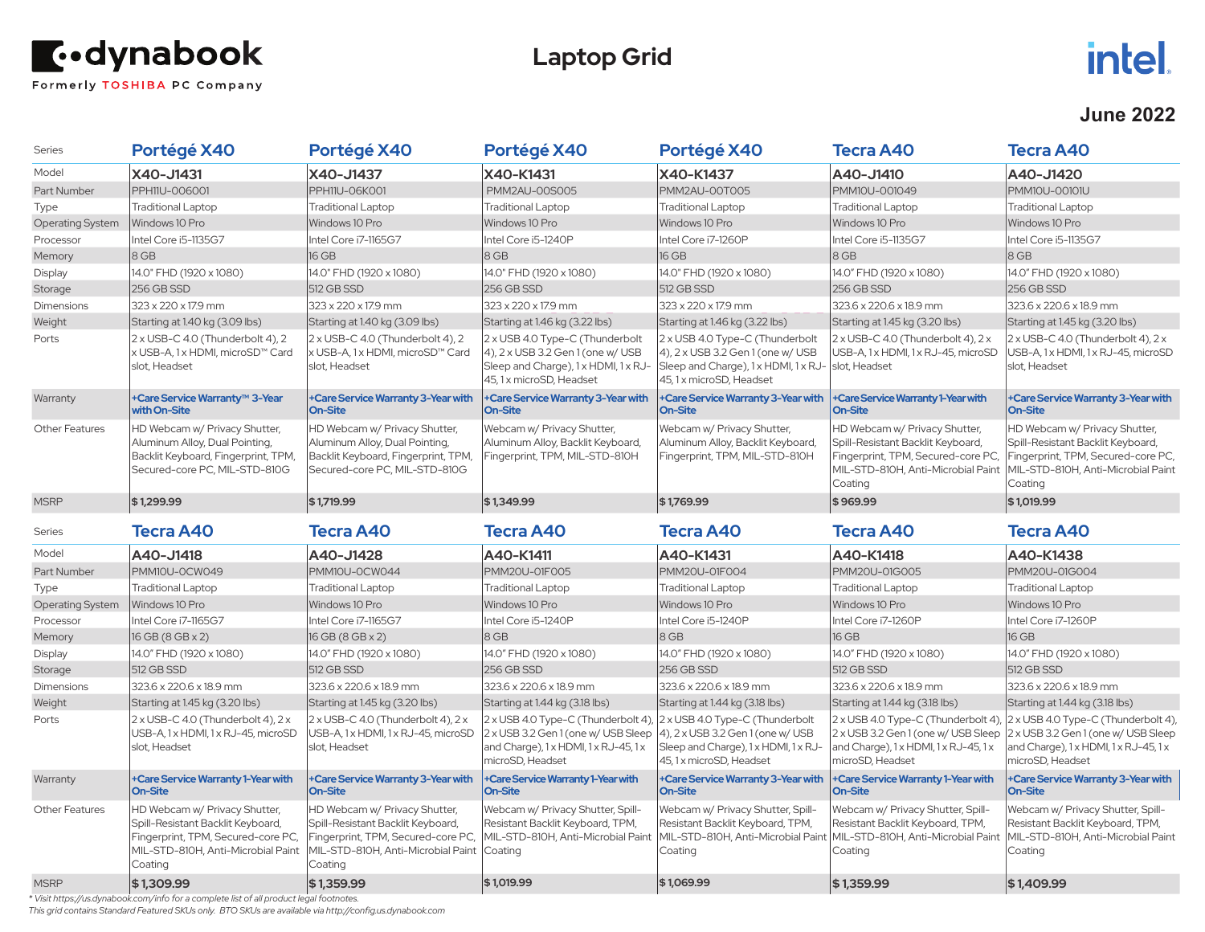dynabook
Formerly TOSHIBA PC Company

# Laptop Grid

intel.

**June 2022**

| Series | Portégé X40 | Portégé X40 | Portégé X40 | Portégé X40 | Tecra A40 | Tecra A40 |
|---|---|---|---|---|---|---|
| Model | X40-J1431 | X40-J1437 | X40-K1431 | X40-K1437 | A40-J1410 | A40-J1420 |
| Part Number | PPH11U-006001 | PPH11U-06K001 | PMM2AU-00S005 | PMM2AU-00T005 | PMM10U-001049 | PMM10U-00101U |
| Type | Traditional Laptop | Traditional Laptop | Traditional Laptop | Traditional Laptop | Traditional Laptop | Traditional Laptop |
| Operating System | Windows 10 Pro | Windows 10 Pro | Windows 10 Pro | Windows 10 Pro | Windows 10 Pro | Windows 10 Pro |
| Processor | Intel Core i5-1135G7 | Intel Core i7-1165G7 | Intel Core i5-1240P | Intel Core i7-1260P | Intel Core i5-1135G7 | Intel Core i5-1135G7 |
| Memory | 8 GB | 16 GB | 8 GB | 16 GB | 8 GB | 8 GB |
| Display | 14.0" FHD (1920 x 1080) | 14.0" FHD (1920 x 1080) | 14.0" FHD (1920 x 1080) | 14.0" FHD (1920 x 1080) | 14.0" FHD (1920 x 1080) | 14.0" FHD (1920 x 1080) |
| Storage | 256 GB SSD | 512 GB SSD | 256 GB SSD | 512 GB SSD | 256 GB SSD | 256 GB SSD |
| Dimensions | 323 x 220 x 17.9 mm | 323 x 220 x 17.9 mm | 323 x 220 x 17.9 mm | 323 x 220 x 17.9 mm | 323.6 x 220.6 x 18.9 mm | 323.6 x 220.6 x 18.9 mm |
| Weight | Starting at 1.40 kg (3.09 lbs) | Starting at 1.40 kg (3.09 lbs) | Starting at 1.46 kg (3.22 lbs) | Starting at 1.46 kg (3.22 lbs) | Starting at 1.45 kg (3.20 lbs) | Starting at 1.45 kg (3.20 lbs) |
| Ports | 2 x USB-C 4.0 (Thunderbolt 4), 2 x USB-A, 1 x HDMI, microSD™ Card slot, Headset | 2 x USB-C 4.0 (Thunderbolt 4), 2 x USB-A, 1 x HDMI, microSD™ Card slot, Headset | 2 x USB 4.0 Type-C (Thunderbolt 4), 2 x USB 3.2 Gen 1 (one w/ USB Sleep and Charge), 1 x HDMI, 1 x RJ-45, 1 x microSD, Headset | 2 x USB 4.0 Type-C (Thunderbolt 4), 2 x USB 3.2 Gen 1 (one w/ USB Sleep and Charge), 1 x HDMI, 1 x RJ-45, 1 x microSD, Headset | 2 x USB-C 4.0 (Thunderbolt 4), 2 x USB-A, 1 x HDMI, 1 x RJ-45, microSD slot, Headset | 2 x USB-C 4.0 (Thunderbolt 4), 2 x USB-A, 1 x HDMI, 1 x RJ-45, microSD slot, Headset |
| Warranty | +Care Service Warranty™ 3-Year with On-Site | +Care Service Warranty 3-Year with On-Site | +Care Service Warranty 3-Year with On-Site | +Care Service Warranty 3-Year with On-Site | +Care Service Warranty 1-Year with On-Site | +Care Service Warranty 3-Year with On-Site |
| Other Features | HD Webcam w/ Privacy Shutter, Aluminum Alloy, Dual Pointing, Backlit Keyboard, Fingerprint, TPM, Secured-core PC, MIL-STD-810G | HD Webcam w/ Privacy Shutter, Aluminum Alloy, Dual Pointing, Backlit Keyboard, Fingerprint, TPM, Secured-core PC, MIL-STD-810G | Webcam w/ Privacy Shutter, Aluminum Alloy, Backlit Keyboard, Fingerprint, TPM, MIL-STD-810H | Webcam w/ Privacy Shutter, Aluminum Alloy, Backlit Keyboard, Fingerprint, TPM, MIL-STD-810H | HD Webcam w/ Privacy Shutter, Spill-Resistant Backlit Keyboard, Fingerprint, TPM, Secured-core PC, MIL-STD-810H, Anti-Microbial Paint Coating | HD Webcam w/ Privacy Shutter, Spill-Resistant Backlit Keyboard, Fingerprint, TPM, Secured-core PC, MIL-STD-810H, Anti-Microbial Paint Coating |
| MSRP | **$1,299.99** | **$1,719.99** | **$1,349.99** | **$1,769.99** | **$969.99** | **$1,019.99** |

| Series | Tecra A40 | Tecra A40 | Tecra A40 | Tecra A40 | Tecra A40 | Tecra A40 |
|---|---|---|---|---|---|---|
| Model | A40-J1418 | A40-J1428 | A40-K1411 | A40-K1431 | A40-K1418 | A40-K1438 |
| Part Number | PMM10U-0CW049 | PMM10U-0CW044 | PMM20U-01F005 | PMM20U-01F004 | PMM20U-01G005 | PMM20U-01G004 |
| Type | Traditional Laptop | Traditional Laptop | Traditional Laptop | Traditional Laptop | Traditional Laptop | Traditional Laptop |
| Operating System | Windows 10 Pro | Windows 10 Pro | Windows 10 Pro | Windows 10 Pro | Windows 10 Pro | Windows 10 Pro |
| Processor | Intel Core i7-1165G7 | Intel Core i7-1165G7 | Intel Core i5-1240P | Intel Core i5-1240P | Intel Core i7-1260P | Intel Core i7-1260P |
| Memory | 16 GB (8 GB x 2) | 16 GB (8 GB x 2) | 8 GB | 8 GB | 16 GB | 16 GB |
| Display | 14.0" FHD (1920 x 1080) | 14.0" FHD (1920 x 1080) | 14.0" FHD (1920 x 1080) | 14.0" FHD (1920 x 1080) | 14.0" FHD (1920 x 1080) | 14.0" FHD (1920 x 1080) |
| Storage | 512 GB SSD | 512 GB SSD | 256 GB SSD | 256 GB SSD | 512 GB SSD | 512 GB SSD |
| Dimensions | 323.6 x 220.6 x 18.9 mm | 323.6 x 220.6 x 18.9 mm | 323.6 x 220.6 x 18.9 mm | 323.6 x 220.6 x 18.9 mm | 323.6 x 220.6 x 18.9 mm | 323.6 x 220.6 x 18.9 mm |
| Weight | Starting at 1.45 kg (3.20 lbs) | Starting at 1.45 kg (3.20 lbs) | Starting at 1.44 kg (3.18 lbs) | Starting at 1.44 kg (3.18 lbs) | Starting at 1.44 kg (3.18 lbs) | Starting at 1.44 kg (3.18 lbs) |
| Ports | 2 x USB-C 4.0 (Thunderbolt 4), 2 x USB-A, 1 x HDMI, 1 x RJ-45, microSD slot, Headset | 2 x USB-C 4.0 (Thunderbolt 4), 2 x USB-A, 1 x HDMI, 1 x RJ-45, microSD slot, Headset | 2 x USB 4.0 Type-C (Thunderbolt 4), 2 x USB 3.2 Gen 1 (one w/ USB Sleep and Charge), 1 x HDMI, 1 x RJ-45, 1 x microSD, Headset | 2 x USB 4.0 Type-C (Thunderbolt 4), 2 x USB 3.2 Gen 1 (one w/ USB Sleep and Charge), 1 x HDMI, 1 x RJ-45, 1 x microSD, Headset | 2 x USB 4.0 Type-C (Thunderbolt 4), 2 x USB 3.2 Gen 1 (one w/ USB Sleep and Charge), 1 x HDMI, 1 x RJ-45, 1 x microSD, Headset | 2 x USB 4.0 Type-C (Thunderbolt 4), 2 x USB 3.2 Gen 1 (one w/ USB Sleep and Charge), 1 x HDMI, 1 x RJ-45, 1 x microSD, Headset |
| Warranty | +Care Service Warranty 1-Year with On-Site | +Care Service Warranty 3-Year with On-Site | +Care Service Warranty 1-Year with On-Site | +Care Service Warranty 3-Year with On-Site | +Care Service Warranty 1-Year with On-Site | +Care Service Warranty 3-Year with On-Site |
| Other Features | HD Webcam w/ Privacy Shutter, Spill-Resistant Backlit Keyboard, Fingerprint, TPM, Secured-core PC, MIL-STD-810H, Anti-Microbial Paint Coating | HD Webcam w/ Privacy Shutter, Spill-Resistant Backlit Keyboard, Fingerprint, TPM, Secured-core PC, MIL-STD-810H, Anti-Microbial Paint Coating | Webcam w/ Privacy Shutter, Spill-Resistant Backlit Keyboard, TPM, MIL-STD-810H, Anti-Microbial Paint Coating | Webcam w/ Privacy Shutter, Spill-Resistant Backlit Keyboard, TPM, MIL-STD-810H, Anti-Microbial Paint Coating | Webcam w/ Privacy Shutter, Spill-Resistant Backlit Keyboard, TPM, MIL-STD-810H, Anti-Microbial Paint Coating | Webcam w/ Privacy Shutter, Spill-Resistant Backlit Keyboard, TPM, MIL-STD-810H, Anti-Microbial Paint Coating |
| MSRP | **$1,309.99** | **$1,359.99** | **$1,019.99** | **$1,069.99** | **$1,359.99** | **$1,409.99** |

*\* Visit https://us.dynabook.com/info for a complete list of all product legal footnotes.*

*This grid contains Standard Featured SKUs only. BTO SKUs are available via http://config.us.dynabook.com*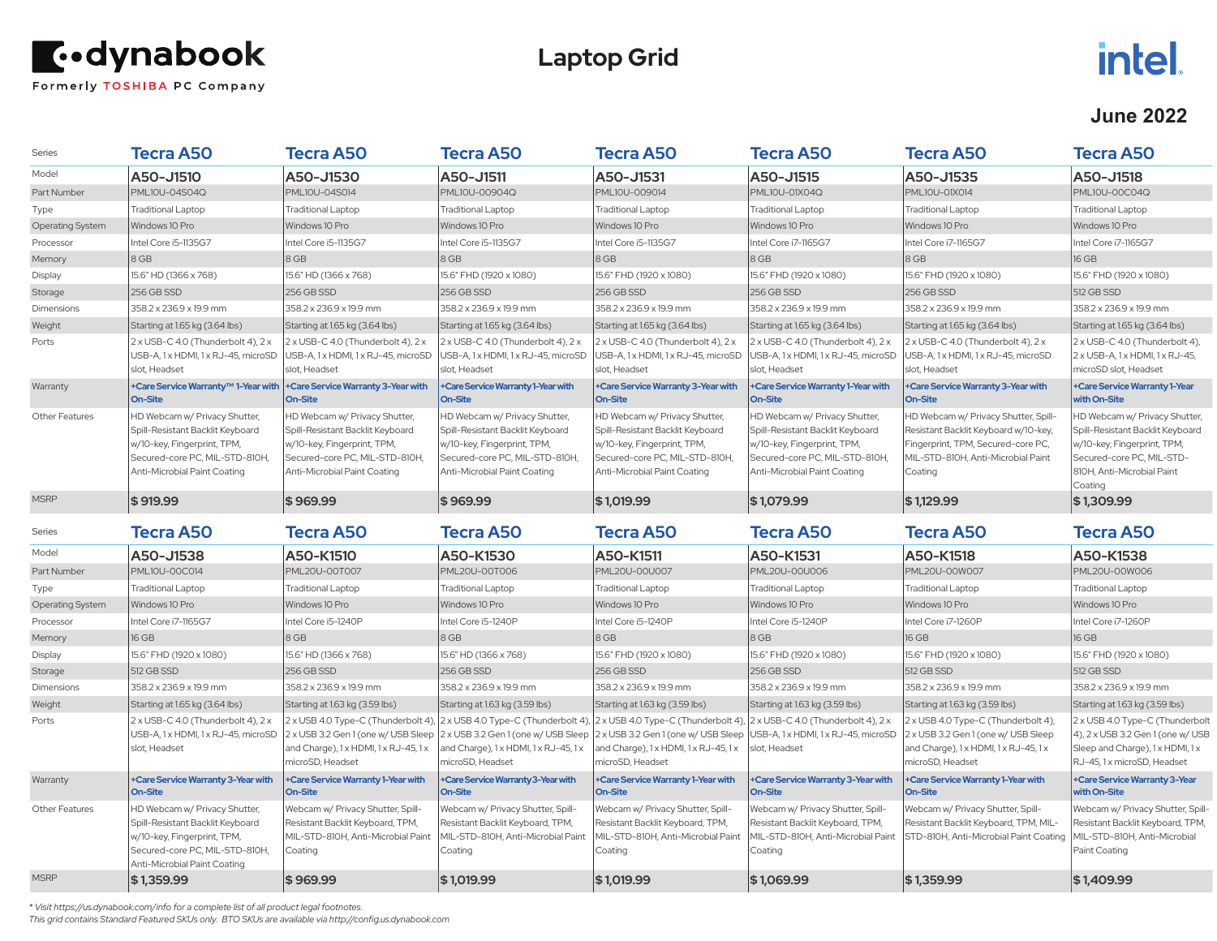dynabook

Formerly TOSHIBA PC Company

# Laptop Grid

intel

**June 2022**

| Series | Tecra A50 | Tecra A50 | Tecra A50 | Tecra A50 | Tecra A50 | Tecra A50 | Tecra A50 |
|---|---|---|---|---|---|---|---|
| Model | **A50-J1510** | **A50-J1530** | **A50-J1511** | **A50-J1531** | **A50-J1515** | **A50-J1535** | **A50-J1518** |
| Part Number | PML10U-04S04Q | PML10U-04S014 | PML10U-00904Q | PML10U-009014 | PML10U-01X04Q | PML10U-01X014 | PML10U-00C04Q |
| Type | Traditional Laptop | Traditional Laptop | Traditional Laptop | Traditional Laptop | Traditional Laptop | Traditional Laptop | Traditional Laptop |
| Operating System | Windows 10 Pro | Windows 10 Pro | Windows 10 Pro | Windows 10 Pro | Windows 10 Pro | Windows 10 Pro | Windows 10 Pro |
| Processor | Intel Core i5-1135G7 | Intel Core i5-1135G7 | Intel Core i5-1135G7 | Intel Core i5-1135G7 | Intel Core i7-1165G7 | Intel Core i7-1165G7 | Intel Core i7-1165G7 |
| Memory | 8 GB | 8 GB | 8 GB | 8 GB | 8 GB | 8 GB | 16 GB |
| Display | 15.6" HD (1366 x 768) | 15.6" HD (1366 x 768) | 15.6" FHD (1920 x 1080) | 15.6" FHD (1920 x 1080) | 15.6" FHD (1920 x 1080) | 15.6" FHD (1920 x 1080) | 15.6" FHD (1920 x 1080) |
| Storage | 256 GB SSD | 256 GB SSD | 256 GB SSD | 256 GB SSD | 256 GB SSD | 256 GB SSD | 512 GB SSD |
| Dimensions | 358.2 x 236.9 x 19.9 mm | 358.2 x 236.9 x 19.9 mm | 358.2 x 236.9 x 19.9 mm | 358.2 x 236.9 x 19.9 mm | 358.2 x 236.9 x 19.9 mm | 358.2 x 236.9 x 19.9 mm | 358.2 x 236.9 x 19.9 mm |
| Weight | Starting at 1.65 kg (3.64 lbs) | Starting at 1.65 kg (3.64 lbs) | Starting at 1.65 kg (3.64 lbs) | Starting at 1.65 kg (3.64 lbs) | Starting at 1.65 kg (3.64 lbs) | Starting at 1.65 kg (3.64 lbs) | Starting at 1.65 kg (3.64 lbs) |
| Ports | 2 x USB-C 4.0 (Thunderbolt 4), 2 x USB-A, 1 x HDMI, 1 x RJ-45, microSD slot, Headset | 2 x USB-C 4.0 (Thunderbolt 4), 2 x USB-A, 1 x HDMI, 1 x RJ-45, microSD slot, Headset | 2 x USB-C 4.0 (Thunderbolt 4), 2 x USB-A, 1 x HDMI, 1 x RJ-45, microSD slot, Headset | 2 x USB-C 4.0 (Thunderbolt 4), 2 x USB-A, 1 x HDMI, 1 x RJ-45, microSD slot, Headset | 2 x USB-C 4.0 (Thunderbolt 4), 2 x USB-A, 1 x HDMI, 1 x RJ-45, microSD slot, Headset | 2 x USB-C 4.0 (Thunderbolt 4), 2 x USB-A, 1 x HDMI, 1 x RJ-45, microSD slot, Headset | 2 x USB-C 4.0 (Thunderbolt 4), 2 x USB-A, 1 x HDMI, 1 x RJ-45, microSD slot, Headset |
| Warranty | +Care Service Warranty™ 1-Year with On-Site | +Care Service Warranty 3-Year with On-Site | +Care Service Warranty 1-Year with On-Site | +Care Service Warranty 3-Year with On-Site | +Care Service Warranty 1-Year with On-Site | +Care Service Warranty 3-Year with On-Site | +Care Service Warranty 1-Year with On-Site |
| Other Features | HD Webcam w/ Privacy Shutter, Spill-Resistant Backlit Keyboard w/10-key, Fingerprint, TPM, Secured-core PC, MIL-STD-810H, Anti-Microbial Paint Coating | HD Webcam w/ Privacy Shutter, Spill-Resistant Backlit Keyboard w/10-key, Fingerprint, TPM, Secured-core PC, MIL-STD-810H, Anti-Microbial Paint Coating | HD Webcam w/ Privacy Shutter, Spill-Resistant Backlit Keyboard w/10-key, Fingerprint, TPM, Secured-core PC, MIL-STD-810H, Anti-Microbial Paint Coating | HD Webcam w/ Privacy Shutter, Spill-Resistant Backlit Keyboard w/10-key, Fingerprint, TPM, Secured-core PC, MIL-STD-810H, Anti-Microbial Paint Coating | HD Webcam w/ Privacy Shutter, Spill-Resistant Backlit Keyboard w/10-key, Fingerprint, TPM, Secured-core PC, MIL-STD-810H, Anti-Microbial Paint Coating | HD Webcam w/ Privacy Shutter, Spill-Resistant Backlit Keyboard w/10-key, Fingerprint, TPM, Secured-core PC, MIL-STD-810H, Anti-Microbial Paint Coating | HD Webcam w/ Privacy Shutter, Spill-Resistant Backlit Keyboard w/10-key, Fingerprint, TPM, Secured-core PC, MIL-STD-810H, Anti-Microbial Paint Coating |
| MSRP | **$ 919.99** | **$ 969.99** | **$ 969.99** | **$ 1,019.99** | **$ 1,079.99** | **$ 1,129.99** | **$ 1,309.99** |

| Series | Tecra A50 | Tecra A50 | Tecra A50 | Tecra A50 | Tecra A50 | Tecra A50 | Tecra A50 |
|---|---|---|---|---|---|---|---|
| Model | **A50-J1538** | **A50-K1510** | **A50-K1530** | **A50-K1511** | **A50-K1531** | **A50-K1518** | **A50-K1538** |
| Part Number | PML10U-00C014 | PML20U-00T007 | PML20U-00T006 | PML20U-00U007 | PML20U-00U006 | PML20U-00W007 | PML20U-00W006 |
| Type | Traditional Laptop | Traditional Laptop | Traditional Laptop | Traditional Laptop | Traditional Laptop | Traditional Laptop | Traditional Laptop |
| Operating System | Windows 10 Pro | Windows 10 Pro | Windows 10 Pro | Windows 10 Pro | Windows 10 Pro | Windows 10 Pro | Windows 10 Pro |
| Processor | Intel Core i7-1165G7 | Intel Core i5-1240P | Intel Core i5-1240P | Intel Core i5-1240P | Intel Core i5-1240P | Intel Core i7-1260P | Intel Core i7-1260P |
| Memory | 16 GB | 8 GB | 8 GB | 8 GB | 8 GB | 16 GB | 16 GB |
| Display | 15.6" FHD (1920 x 1080) | 15.6" HD (1366 x 768) | 15.6" HD (1366 x 768) | 15.6" FHD (1920 x 1080) | 15.6" FHD (1920 x 1080) | 15.6" FHD (1920 x 1080) | 15.6" FHD (1920 x 1080) |
| Storage | 512 GB SSD | 256 GB SSD | 256 GB SSD | 256 GB SSD | 256 GB SSD | 512 GB SSD | 512 GB SSD |
| Dimensions | 358.2 x 236.9 x 19.9 mm | 358.2 x 236.9 x 19.9 mm | 358.2 x 236.9 x 19.9 mm | 358.2 x 236.9 x 19.9 mm | 358.2 x 236.9 x 19.9 mm | 358.2 x 236.9 x 19.9 mm | 358.2 x 236.9 x 19.9 mm |
| Weight | Starting at 1.65 kg (3.64 lbs) | Starting at 1.63 kg (3.59 lbs) | Starting at 1.63 kg (3.59 lbs) | Starting at 1.63 kg (3.59 lbs) | Starting at 1.63 kg (3.59 lbs) | Starting at 1.63 kg (3.59 lbs) | Starting at 1.63 kg (3.59 lbs) |
| Ports | 2 x USB-C 4.0 (Thunderbolt 4), 2 x USB-A, 1 x HDMI, 1 x RJ-45, microSD slot, Headset | 2 x USB 4.0 Type-C (Thunderbolt 4), 2 x USB 3.2 Gen 1 (one w/ USB Sleep and Charge), 1 x HDMI, 1 x RJ-45, 1 x microSD, Headset | 2 x USB 4.0 Type-C (Thunderbolt 4), 2 x USB 3.2 Gen 1 (one w/ USB Sleep and Charge), 1 x HDMI, 1 x RJ-45, 1 x microSD, Headset | 2 x USB 4.0 Type-C (Thunderbolt 4), 2 x USB 3.2 Gen 1 (one w/ USB Sleep and Charge), 1 x HDMI, 1 x RJ-45, 1 x microSD, Headset | 2 x USB-C 4.0 (Thunderbolt 4), 2 x USB-A, 1 x HDMI, 1 x RJ-45, microSD slot, Headset | 2 x USB 4.0 Type-C (Thunderbolt 4), 2 x USB 3.2 Gen 1 (one w/ USB Sleep and Charge), 1 x HDMI, 1 x RJ-45, 1 x microSD, Headset | 2 x USB 4.0 Type-C (Thunderbolt 4), 2 x USB 3.2 Gen 1 (one w/ USB Sleep and Charge), 1 x HDMI, 1 x RJ-45, 1 x microSD, Headset |
| Warranty | +Care Service Warranty 3-Year with On-Site | +Care Service Warranty 1-Year with On-Site | +Care Service Warranty 3-Year with On-Site | +Care Service Warranty 1-Year with On-Site | +Care Service Warranty 3-Year with On-Site | +Care Service Warranty 1-Year with On-Site | +Care Service Warranty 3-Year with On-Site |
| Other Features | HD Webcam w/ Privacy Shutter, Spill-Resistant Backlit Keyboard w/10-key, Fingerprint, TPM, Secured-core PC, MIL-STD-810H, Anti-Microbial Paint Coating | Webcam w/ Privacy Shutter, Spill-Resistant Backlit Keyboard, TPM, MIL-STD-810H, Anti-Microbial Paint Coating | Webcam w/ Privacy Shutter, Spill-Resistant Backlit Keyboard, TPM, MIL-STD-810H, Anti-Microbial Paint Coating | Webcam w/ Privacy Shutter, Spill-Resistant Backlit Keyboard, TPM, MIL-STD-810H, Anti-Microbial Paint Coating | Webcam w/ Privacy Shutter, Spill-Resistant Backlit Keyboard, TPM, MIL-STD-810H, Anti-Microbial Paint Coating | Webcam w/ Privacy Shutter, Spill-Resistant Backlit Keyboard, TPM, MIL-STD-810H, Anti-Microbial Paint Coating | Webcam w/ Privacy Shutter, Spill-Resistant Backlit Keyboard, TPM, MIL-STD-810H, Anti-Microbial Paint Coating |
| MSRP | **$ 1,359.99** | **$ 969.99** | **$ 1,019.99** | **$ 1,019.99** | **$ 1,069.99** | **$ 1,359.99** | **$ 1,409.99** |

*\* Visit https://us.dynabook.com/info for a complete list of all product legal footnotes.*

*This grid contains Standard Featured SKUs only. BTO SKUs are available via http://config.us.dynabook.com*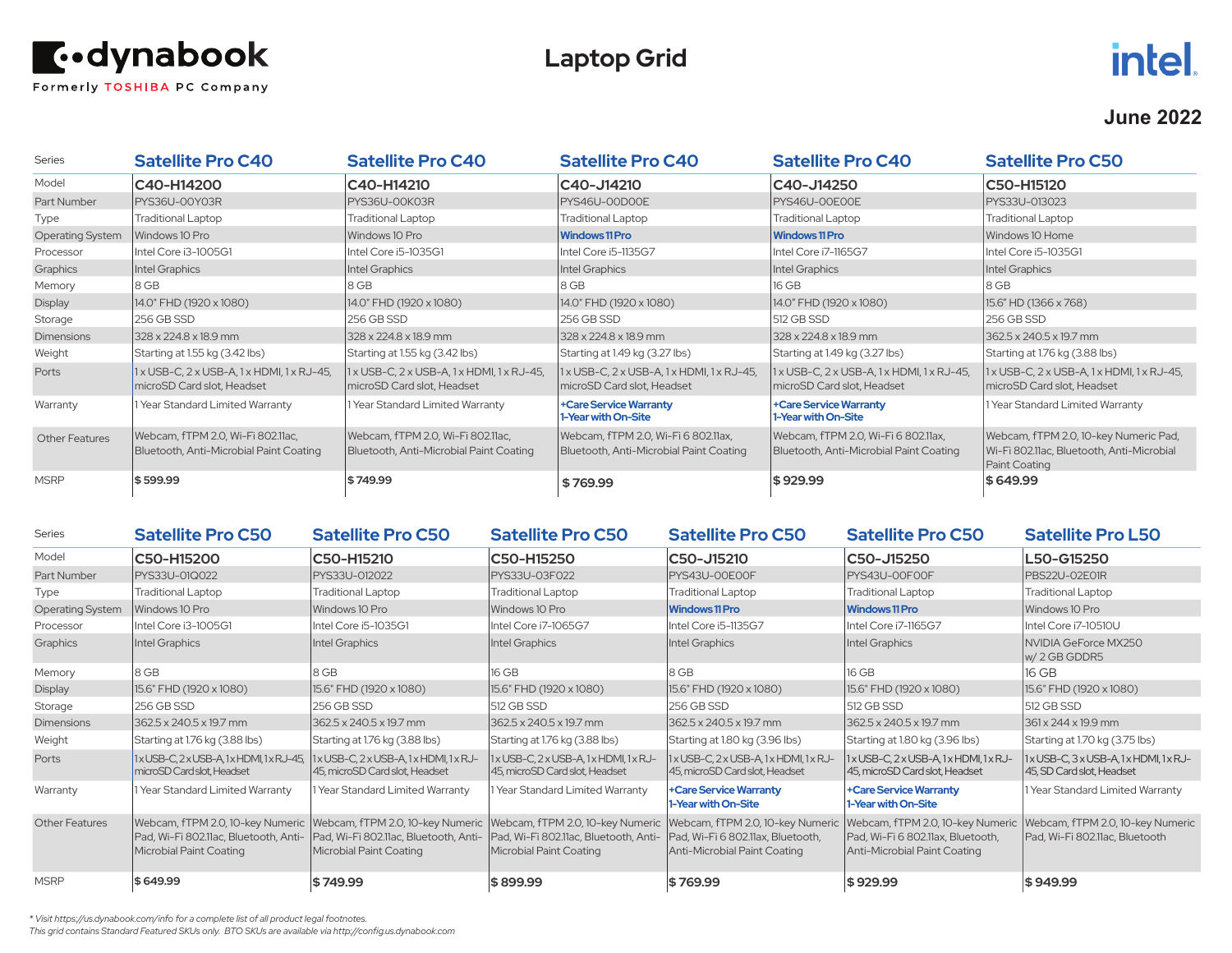dynabook

Formerly TOSHIBA PC Company

# Laptop Grid

intel

**June 2022**

| Series | Satellite Pro C40 | Satellite Pro C40 | Satellite Pro C40 | Satellite Pro C40 | Satellite Pro C50 |
|---|---|---|---|---|---|
| Model | **C40-H14200** | **C40-H14210** | **C40-J14210** | **C40-J14250** | **C50-H15120** |
| Part Number | PYS36U-00Y03R | PYS36U-00K03R | PYS46U-00D00E | PYS46U-00E00E | PYS33U-013023 |
| Type | Traditional Laptop | Traditional Laptop | Traditional Laptop | Traditional Laptop | Traditional Laptop |
| Operating System | Windows 10 Pro | Windows 10 Pro | **Windows 11 Pro** | **Windows 11 Pro** | Windows 10 Home |
| Processor | Intel Core i3-1005G1 | Intel Core i5-1035G1 | Intel Core i5-1135G7 | Intel Core i7-1165G7 | Intel Core i5-1035G1 |
| Graphics | Intel Graphics | Intel Graphics | Intel Graphics | Intel Graphics | Intel Graphics |
| Memory | 8 GB | 8 GB | 8 GB | 16 GB | 8 GB |
| Display | 14.0" FHD (1920 x 1080) | 14.0" FHD (1920 x 1080) | 14.0" FHD (1920 x 1080) | 14.0" FHD (1920 x 1080) | 15.6" HD (1366 x 768) |
| Storage | 256 GB SSD | 256 GB SSD | 256 GB SSD | 512 GB SSD | 256 GB SSD |
| Dimensions | 328 x 224.8 x 18.9 mm | 328 x 224.8 x 18.9 mm | 328 x 224.8 x 18.9 mm | 328 x 224.8 x 18.9 mm | 362.5 x 240.5 x 19.7 mm |
| Weight | Starting at 1.55 kg (3.42 lbs) | Starting at 1.55 kg (3.42 lbs) | Starting at 1.49 kg (3.27 lbs) | Starting at 1.49 kg (3.27 lbs) | Starting at 1.76 kg (3.88 lbs) |
| Ports | 1 x USB-C, 2 x USB-A, 1 x HDMI, 1 x RJ-45, microSD Card slot, Headset | 1 x USB-C, 2 x USB-A, 1 x HDMI, 1 x RJ-45, microSD Card slot, Headset | 1 x USB-C, 2 x USB-A, 1 x HDMI, 1 x RJ-45, microSD Card slot, Headset | 1 x USB-C, 2 x USB-A, 1 x HDMI, 1 x RJ-45, microSD Card slot, Headset | 1 x USB-C, 2 x USB-A, 1 x HDMI, 1 x RJ-45, microSD Card slot, Headset |
| Warranty | 1 Year Standard Limited Warranty | 1 Year Standard Limited Warranty | **+Care Service Warranty 1-Year with On-Site** | **+Care Service Warranty 1-Year with On-Site** | 1 Year Standard Limited Warranty |
| Other Features | Webcam, fTPM 2.0, Wi-Fi 802.11ac, Bluetooth, Anti-Microbial Paint Coating | Webcam, fTPM 2.0, Wi-Fi 802.11ac, Bluetooth, Anti-Microbial Paint Coating | Webcam, fTPM 2.0, Wi-Fi 6 802.11ax, Bluetooth, Anti-Microbial Paint Coating | Webcam, fTPM 2.0, Wi-Fi 6 802.11ax, Bluetooth, Anti-Microbial Paint Coating | Webcam, fTPM 2.0, 10-key Numeric Pad, Wi-Fi 802.11ac, Bluetooth, Anti-Microbial Paint Coating |
| MSRP | **$ 599.99** | **$ 749.99** | **$ 769.99** | **$ 929.99** | **$ 649.99** |

| Series | Satellite Pro C50 | Satellite Pro C50 | Satellite Pro C50 | Satellite Pro C50 | Satellite Pro C50 | Satellite Pro L50 |
|---|---|---|---|---|---|---|
| Model | **C50-H15200** | **C50-H15210** | **C50-H15250** | **C50-J15210** | **C50-J15250** | **L50-G15250** |
| Part Number | PYS33U-01Q022 | PYS33U-012022 | PYS33U-03F022 | PYS43U-00E00F | PYS43U-00F00F | PBS22U-02E01R |
| Type | Traditional Laptop | Traditional Laptop | Traditional Laptop | Traditional Laptop | Traditional Laptop | Traditional Laptop |
| Operating System | Windows 10 Pro | Windows 10 Pro | Windows 10 Pro | **Windows 11 Pro** | **Windows 11 Pro** | Windows 10 Pro |
| Processor | Intel Core i3-1005G1 | Intel Core i5-1035G1 | Intel Core i7-1065G7 | Intel Core i5-1135G7 | Intel Core i7-1165G7 | Intel Core i7-10510U |
| Graphics | Intel Graphics | Intel Graphics | Intel Graphics | Intel Graphics | Intel Graphics | NVIDIA GeForce MX250 w/ 2 GB GDDR5 |
| Memory | 8 GB | 8 GB | 16 GB | 8 GB | 16 GB | 16 GB |
| Display | 15.6" FHD (1920 x 1080) | 15.6" FHD (1920 x 1080) | 15.6" FHD (1920 x 1080) | 15.6" FHD (1920 x 1080) | 15.6" FHD (1920 x 1080) | 15.6" FHD (1920 x 1080) |
| Storage | 256 GB SSD | 256 GB SSD | 512 GB SSD | 256 GB SSD | 512 GB SSD | 512 GB SSD |
| Dimensions | 362.5 x 240.5 x 19.7 mm | 362.5 x 240.5 x 19.7 mm | 362.5 x 240.5 x 19.7 mm | 362.5 x 240.5 x 19.7 mm | 362.5 x 240.5 x 19.7 mm | 361 x 244 x 19.9 mm |
| Weight | Starting at 1.76 kg (3.88 lbs) | Starting at 1.76 kg (3.88 lbs) | Starting at 1.76 kg (3.88 lbs) | Starting at 1.80 kg (3.96 lbs) | Starting at 1.80 kg (3.96 lbs) | Starting at 1.70 kg (3.75 lbs) |
| Ports | 1 x USB-C, 2 x USB-A, 1 x HDMI, 1 x RJ-45, microSD Card slot, Headset | 1 x USB-C, 2 x USB-A, 1 x HDMI, 1 x RJ-45, microSD Card slot, Headset | 1 x USB-C, 2 x USB-A, 1 x HDMI, 1 x RJ-45, microSD Card slot, Headset | 1 x USB-C, 2 x USB-A, 1 x HDMI, 1 x RJ-45, microSD Card slot, Headset | 1 x USB-C, 2 x USB-A, 1 x HDMI, 1 x RJ-45, microSD Card slot, Headset | 1 x USB-C, 3 x USB-A, 1 x HDMI, 1 x RJ-45, SD Card slot, Headset |
| Warranty | 1 Year Standard Limited Warranty | 1 Year Standard Limited Warranty | 1 Year Standard Limited Warranty | **+Care Service Warranty 1-Year with On-Site** | **+Care Service Warranty 1-Year with On-Site** | 1 Year Standard Limited Warranty |
| Other Features | Webcam, fTPM 2.0, 10-key Numeric Pad, Wi-Fi 802.11ac, Bluetooth, Anti-Microbial Paint Coating | Webcam, fTPM 2.0, 10-key Numeric Pad, Wi-Fi 802.11ac, Bluetooth, Anti-Microbial Paint Coating | Webcam, fTPM 2.0, 10-key Numeric Pad, Wi-Fi 802.11ac, Bluetooth, Anti-Microbial Paint Coating | Webcam, fTPM 2.0, 10-key Numeric Pad, Wi-Fi 6 802.11ax, Bluetooth, Anti-Microbial Paint Coating | Webcam, fTPM 2.0, 10-key Numeric Pad, Wi-Fi 6 802.11ax, Bluetooth, Anti-Microbial Paint Coating | Webcam, fTPM 2.0, 10-key Numeric Pad, Wi-Fi 802.11ac, Bluetooth |
| MSRP | **$ 649.99** | **$ 749.99** | **$ 899.99** | **$ 769.99** | **$ 929.99** | **$ 949.99** |

*\* Visit https://us.dynabook.com/info for a complete list of all product legal footnotes.*

*This grid contains Standard Featured SKUs only. BTO SKUs are available via http://config.us.dynabook.com*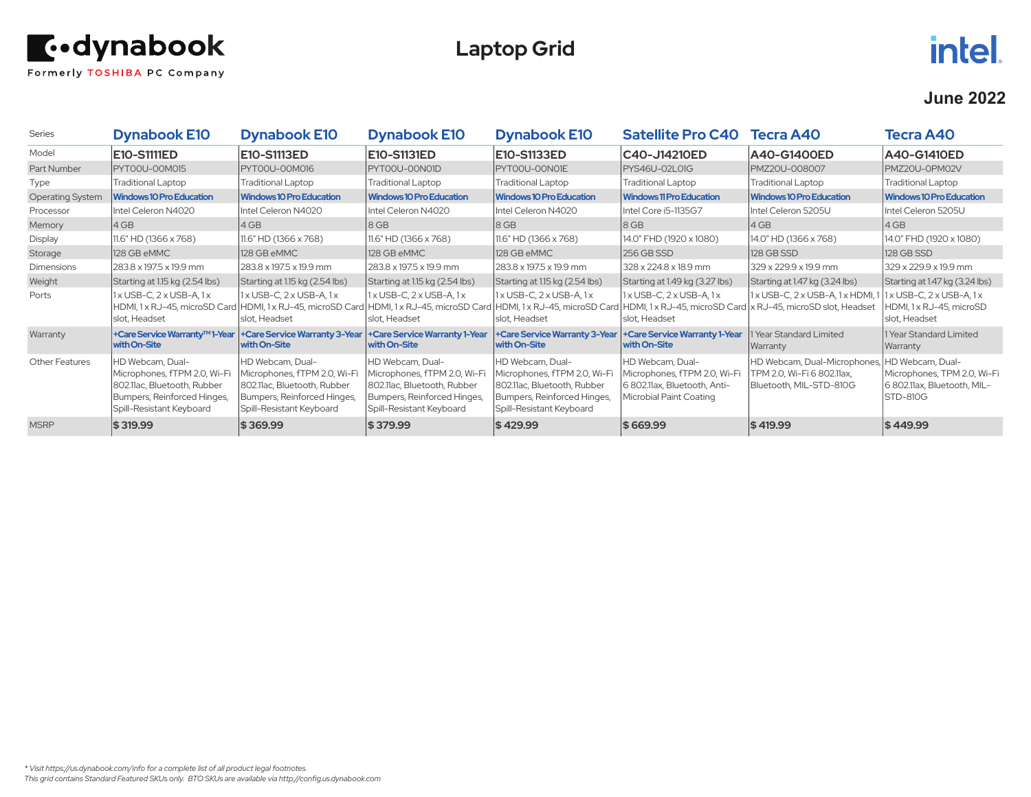dynabook
Formerly TOSHIBA PC Company

# Laptop Grid

intel.

**June 2022**

| Series | Dynabook E10 | Dynabook E10 | Dynabook E10 | Dynabook E10 | Satellite Pro C40 | Tecra A40 | Tecra A40 |
|---|---|---|---|---|---|---|---|
| Model | **E10-S1111ED** | **E10-S1113ED** | **E10-S1131ED** | **E10-S1133ED** | **C40-J14210ED** | **A40-G1400ED** | **A40-G1410ED** |
| Part Number | PYT00U-00M015 | PYT00U-00M016 | PYT00U-00N01D | PYT00U-00N01E | PYS46U-02L01G | PMZ20U-008007 | PMZ20U-0PM02V |
| Type | Traditional Laptop | Traditional Laptop | Traditional Laptop | Traditional Laptop | Traditional Laptop | Traditional Laptop | Traditional Laptop |
| Operating System | **Windows 10 Pro Education** | **Windows 10 Pro Education** | **Windows 10 Pro Education** | **Windows 10 Pro Education** | **Windows 11 Pro Education** | **Windows 10 Pro Education** | **Windows 10 Pro Education** |
| Processor | Intel Celeron N4020 | Intel Celeron N4020 | Intel Celeron N4020 | Intel Celeron N4020 | Intel Core i5-1135G7 | Intel Celeron 5205U | Intel Celeron 5205U |
| Memory | 4 GB | 4 GB | 8 GB | 8 GB | 8 GB | 4 GB | 4 GB |
| Display | 11.6" HD (1366 x 768) | 11.6" HD (1366 x 768) | 11.6" HD (1366 x 768) | 11.6" HD (1366 x 768) | 14.0" FHD (1920 x 1080) | 14.0" HD (1366 x 768) | 14.0" FHD (1920 x 1080) |
| Storage | 128 GB eMMC | 128 GB eMMC | 128 GB eMMC | 128 GB eMMC | 256 GB SSD | 128 GB SSD | 128 GB SSD |
| Dimensions | 283.8 x 197.5 x 19.9 mm | 283.8 x 197.5 x 19.9 mm | 283.8 x 197.5 x 19.9 mm | 283.8 x 197.5 x 19.9 mm | 328 x 224.8 x 18.9 mm | 329 x 229.9 x 19.9 mm | 329 x 229.9 x 19.9 mm |
| Weight | Starting at 1.15 kg (2.54 lbs) | Starting at 1.15 kg (2.54 lbs) | Starting at 1.15 kg (2.54 lbs) | Starting at 1.15 kg (2.54 lbs) | Starting at 1.49 kg (3.27 lbs) | Starting at 1.47 kg (3.24 lbs) | Starting at 1.47 kg (3.24 lbs) |
| Ports | 1 x USB-C, 2 x USB-A, 1 x HDMI, 1 x RJ-45, microSD Card slot, Headset | 1 x USB-C, 2 x USB-A, 1 x HDMI, 1 x RJ-45, microSD Card slot, Headset | 1 x USB-C, 2 x USB-A, 1 x HDMI, 1 x RJ-45, microSD Card slot, Headset | 1 x USB-C, 2 x USB-A, 1 x HDMI, 1 x RJ-45, microSD Card slot, Headset | 1 x USB-C, 2 x USB-A, 1 x HDMI, 1 x RJ-45, microSD Card slot, Headset | 1 x USB-C, 2 x USB-A, 1 x HDMI, 1 x RJ-45, microSD slot, Headset | 1 x USB-C, 2 x USB-A, 1 x HDMI, 1 x RJ-45, microSD slot, Headset |
| Warranty | **+Care Service Warranty™ 1-Year with On-Site** | **+Care Service Warranty 3-Year with On-Site** | **+Care Service Warranty 1-Year with On-Site** | **+Care Service Warranty 3-Year with On-Site** | **+Care Service Warranty 1-Year with On-Site** | 1 Year Standard Limited Warranty | 1 Year Standard Limited Warranty |
| Other Features | HD Webcam, Dual-Microphones, fTPM 2.0, Wi-Fi 802.11ac, Bluetooth, Rubber Bumpers, Reinforced Hinges, Spill-Resistant Keyboard | HD Webcam, Dual-Microphones, fTPM 2.0, Wi-Fi 802.11ac, Bluetooth, Rubber Bumpers, Reinforced Hinges, Spill-Resistant Keyboard | HD Webcam, Dual-Microphones, fTPM 2.0, Wi-Fi 802.11ac, Bluetooth, Rubber Bumpers, Reinforced Hinges, Spill-Resistant Keyboard | HD Webcam, Dual-Microphones, fTPM 2.0, Wi-Fi 802.11ac, Bluetooth, Rubber Bumpers, Reinforced Hinges, Spill-Resistant Keyboard | HD Webcam, Dual-Microphones, fTPM 2.0, Wi-Fi 6 802.11ax, Bluetooth, Anti-Microbial Paint Coating | HD Webcam, Dual-Microphones, TPM 2.0, Wi-Fi 6 802.11ax, Bluetooth, MIL-STD-810G | HD Webcam, Dual-Microphones, TPM 2.0, Wi-Fi 6 802.11ax, Bluetooth, MIL-STD-810G |
| MSRP | **$ 319.99** | **$ 369.99** | **$ 379.99** | **$ 429.99** | **$ 669.99** | **$ 419.99** | **$ 449.99** |

*\* Visit https://us.dynabook.com/info for a complete list of all product legal footnotes.*
*This grid contains Standard Featured SKUs only. BTO SKUs are available via http://config.us.dynabook.com*